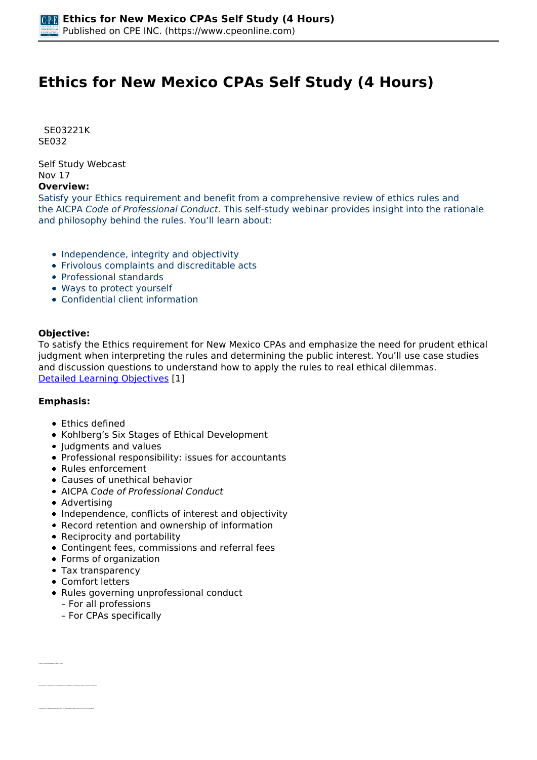# Ethics for New Mexico CPAs Self Study (4 Hours)

SE03221K
SE032

Self Study Webcast
Nov 17

**Overview:**

Satisfy your Ethics requirement and benefit from a comprehensive review of ethics rules and the AICPA *Code of Professional Conduct*. This self-study webinar provides insight into the rationale and philosophy behind the rules. You'll learn about:

- Independence, integrity and objectivity
- Frivolous complaints and discreditable acts
- Professional standards
- Ways to protect yourself
- Confidential client information

**Objective:**

To satisfy the Ethics requirement for New Mexico CPAs and emphasize the need for prudent ethical judgment when interpreting the rules and determining the public interest. You'll use case studies and discussion questions to understand how to apply the rules to real ethical dilemmas.
Detailed Learning Objectives [1]

**Emphasis:**

- Ethics defined
- Kohlberg's Six Stages of Ethical Development
- Judgments and values
- Professional responsibility: issues for accountants
- Rules enforcement
- Causes of unethical behavior
- AICPA *Code of Professional Conduct*
- Advertising
- Independence, conflicts of interest and objectivity
- Record retention and ownership of information
- Reciprocity and portability
- Contingent fees, commissions and referral fees
- Forms of organization
- Tax transparency
- Comfort letters
- Rules governing unprofessional conduct
  – For all professions
  – For CPAs specifically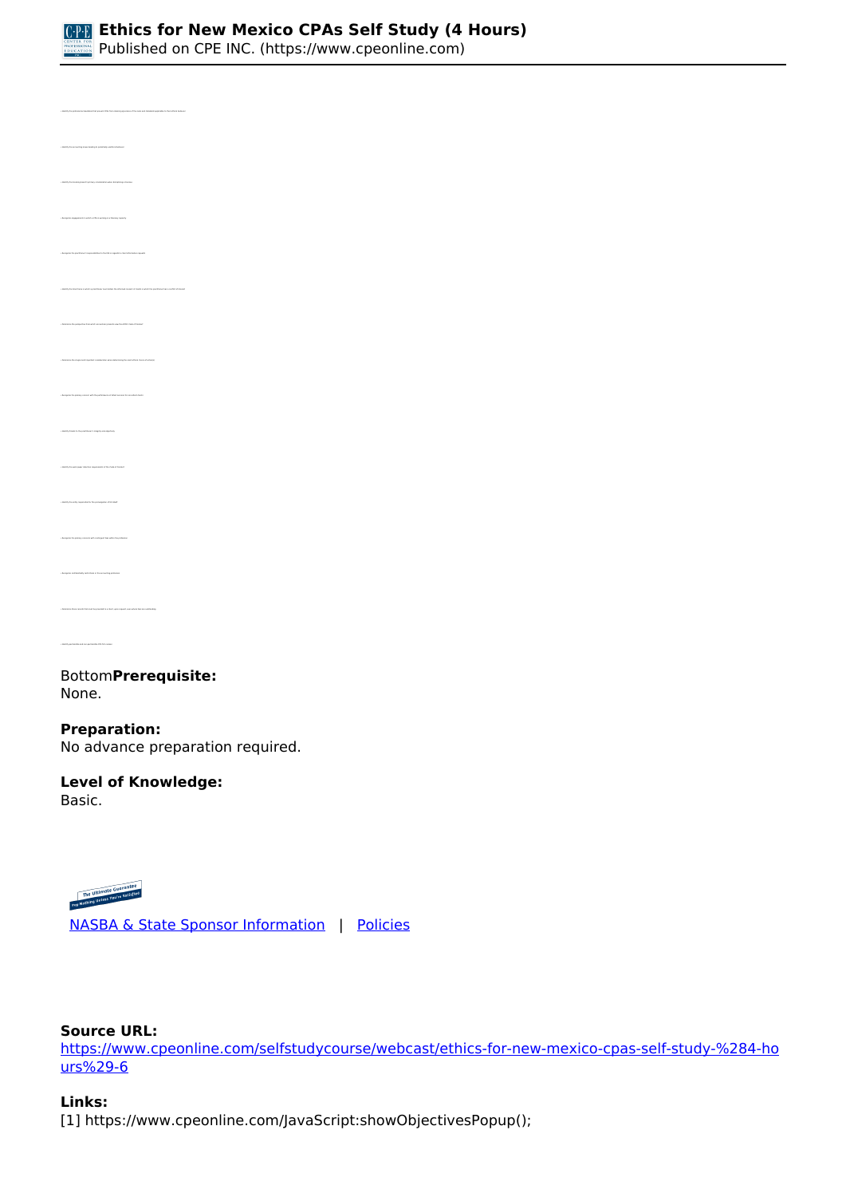BottomPrerequisite:
None.

**Preparation:**
No advance preparation required.

**Level of Knowledge:**
Basic.

[NASBA & State Sponsor Information](https://www.cpeonline.com) | [Policies](https://www.cpeonline.com)

**Source URL:**
https://www.cpeonline.com/selfstudycourse/webcast/ethics-for-new-mexico-cpas-self-study-%284-hours%29-6

**Links:**
[1] https://www.cpeonline.com/JavaScript:showObjectivesPopup();